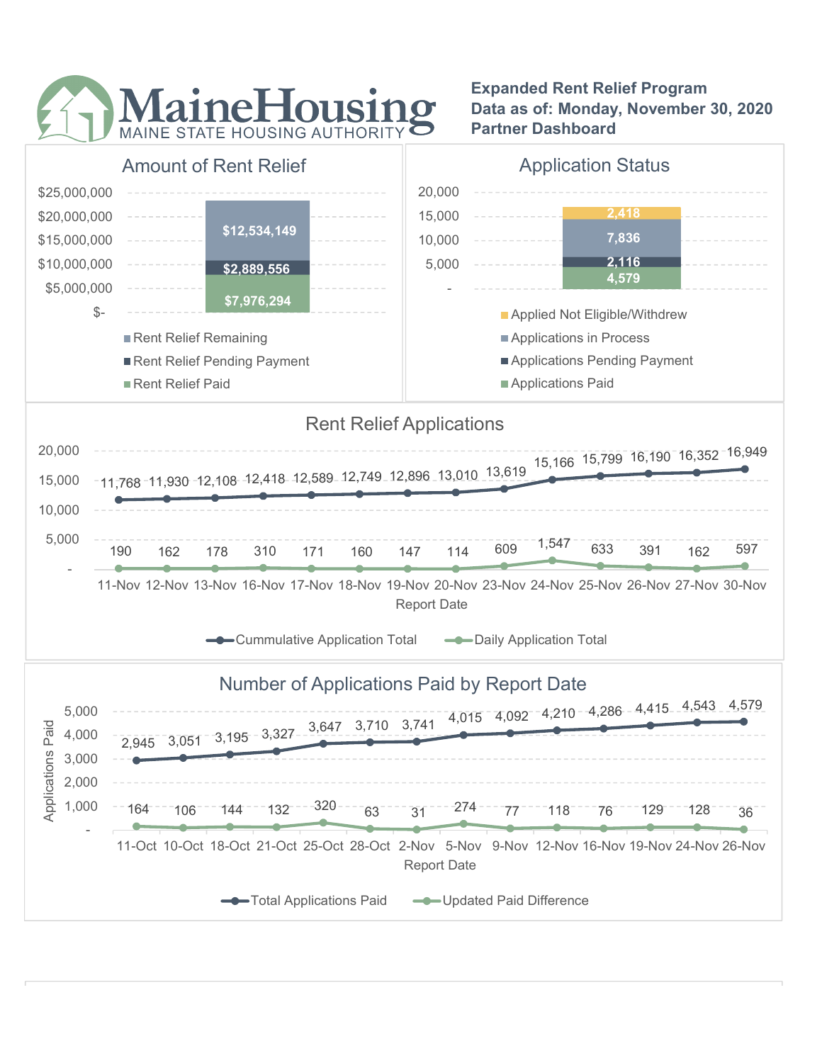# MaineHousing

MAINE STATE HOUSING AUTHORITY

**Expanded Rent Relief Program**
**Data as of: Monday, November 30, 2020**
**Partner Dashboard**

## Amount of Rent Relief

| Category | Amount |
| --- | --- |
| Rent Relief Remaining | $12,534,149 |
| Rent Relief Pending Payment | $2,889,556 |
| Rent Relief Paid | $7,976,294 |

## Application Status

| Category | Count |
| --- | --- |
| Applied Not Eligible/Withdrew | 2,418 |
| Applications in Process | 7,836 |
| Applications Pending Payment | 2,116 |
| Applications Paid | 4,579 |

## Rent Relief Applications

| Report Date | Cummulative Application Total | Daily Application Total |
| --- | --- | --- |
| 11-Nov | 11,768 | 190 |
| 12-Nov | 11,930 | 162 |
| 13-Nov | 12,108 | 178 |
| 16-Nov | 12,418 | 310 |
| 17-Nov | 12,589 | 171 |
| 18-Nov | 12,749 | 160 |
| 19-Nov | 12,896 | 147 |
| 20-Nov | 13,010 | 114 |
| 23-Nov | 13,619 | 609 |
| 24-Nov | 15,166 | 1,547 |
| 25-Nov | 15,799 | 633 |
| 26-Nov | 16,190 | 391 |
| 27-Nov | 16,352 | 162 |
| 30-Nov | 16,949 | 597 |

## Number of Applications Paid by Report Date

| Report Date | Total Applications Paid | Updated Paid Difference |
| --- | --- | --- |
| 11-Oct | 2,945 | 164 |
| 10-Oct | 3,051 | 106 |
| 18-Oct | 3,195 | 144 |
| 21-Oct | 3,327 | 132 |
| 25-Oct | 3,647 | 320 |
| 28-Oct | 3,710 | 63 |
| 2-Nov | 3,741 | 31 |
| 5-Nov | 4,015 | 274 |
| 9-Nov | 4,092 | 77 |
| 12-Nov | 4,210 | 118 |
| 16-Nov | 4,286 | 76 |
| 19-Nov | 4,415 | 129 |
| 24-Nov | 4,543 | 128 |
| 26-Nov | 4,579 | 36 |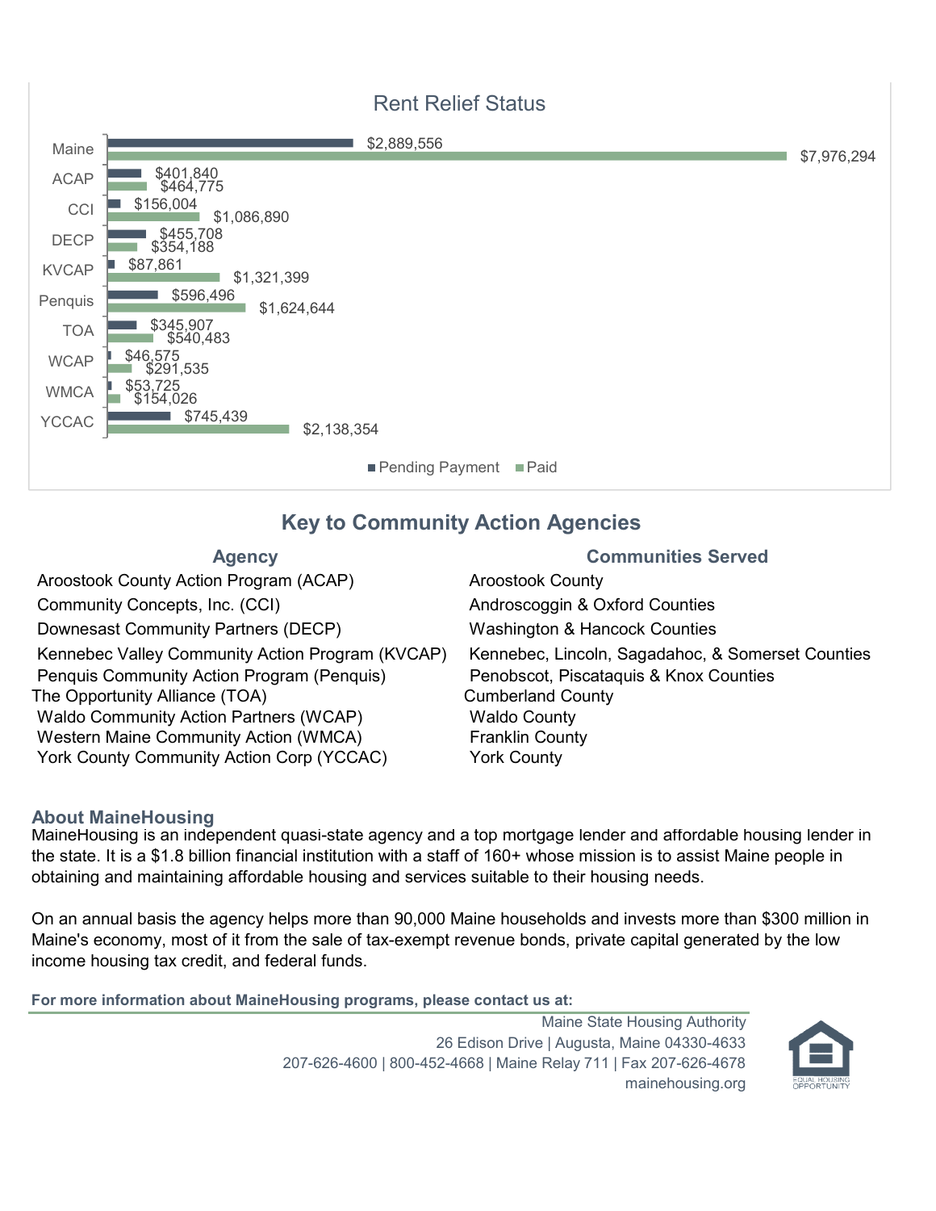## Rent Relief Status

Maine $2,889,556 $7,976,294
ACAP $401,840 $464,775
CCI $156,004 $1,086,890
DECP $455,708 $354,188
KVCAP $87,861 $1,321,399
Penquis $596,496 $1,624,644
TOA $345,907 $540,483
WCAP $46,575 $291,535
WMCA $53,725 $154,026
YCCAC $745,439 $2,138,354

Pending Payment   Paid

## Key to Community Action Agencies

| Agency | Communities Served |
|---|---|
| Aroostook County Action Program (ACAP) | Aroostook County |
| Community Concepts, Inc. (CCI) | Androscoggin & Oxford Counties |
| Downesast Community Partners (DECP) | Washington & Hancock Counties |
| Kennebec Valley Community Action Program (KVCAP) | Kennebec, Lincoln, Sagadahoc, & Somerset Counties |
| Penquis Community Action Program (Penquis) | Penobscot, Piscataquis & Knox Counties |
| The Opportunity Alliance (TOA) | Cumberland County |
| Waldo Community Action Partners (WCAP) | Waldo County |
| Western Maine Community Action (WMCA) | Franklin County |
| York County Community Action Corp (YCCAC) | York County |

### About MaineHousing

MaineHousing is an independent quasi-state agency and a top mortgage lender and affordable housing lender in the state. It is a $1.8 billion financial institution with a staff of 160+ whose mission is to assist Maine people in obtaining and maintaining affordable housing and services suitable to their housing needs.

On an annual basis the agency helps more than 90,000 Maine households and invests more than $300 million in Maine's economy, most of it from the sale of tax-exempt revenue bonds, private capital generated by the low income housing tax credit, and federal funds.

**For more information about MaineHousing programs, please contact us at:**

Maine State Housing Authority
26 Edison Drive | Augusta, Maine 04330-4633
207-626-4600 | 800-452-4668 | Maine Relay 711 | Fax 207-626-4678
mainehousing.org

EQUAL HOUSING OPPORTUNITY